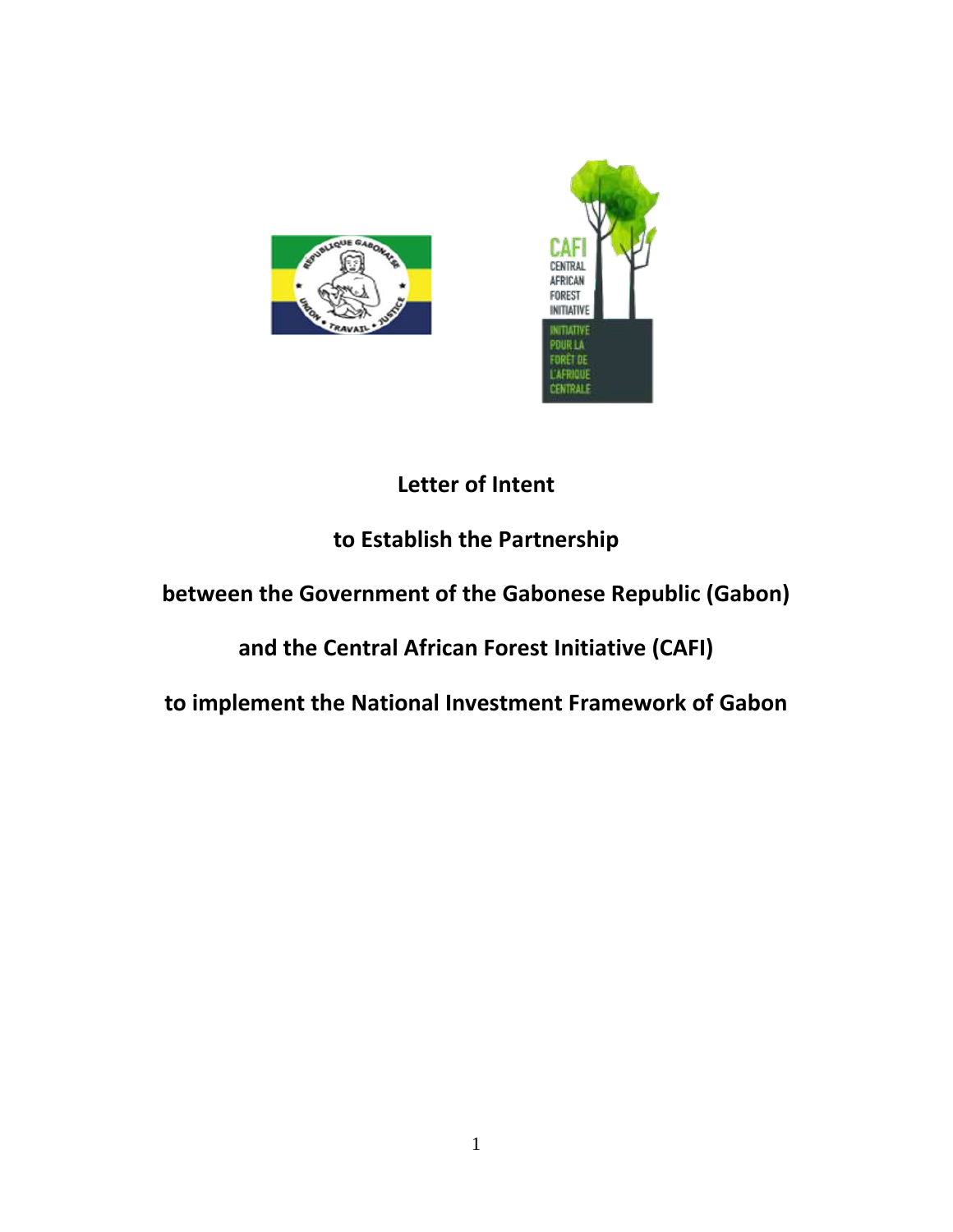# Letter of Intent

## to Establish the Partnership

## between the Government of the Gabonese Republic (Gabon)

## and the Central African Forest Initiative (CAFI)

## to implement the National Investment Framework of Gabon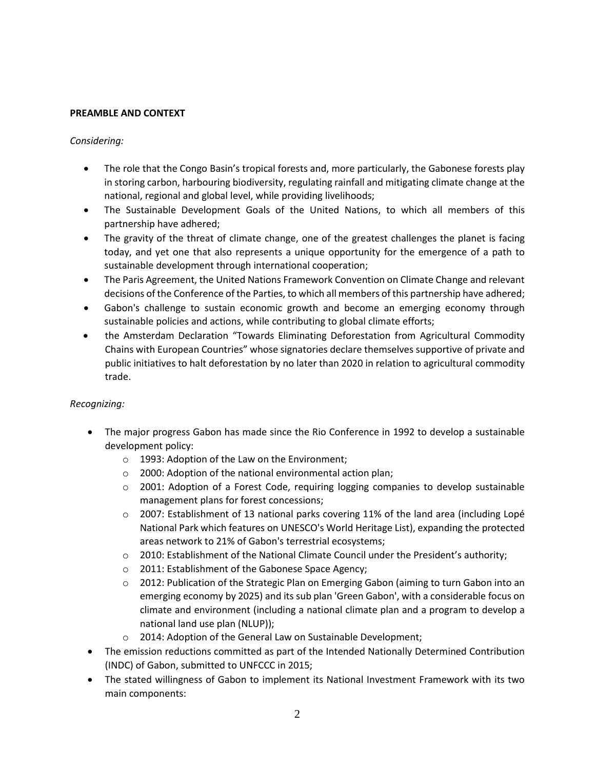**PREAMBLE AND CONTEXT**

*Considering:*

- The role that the Congo Basin's tropical forests and, more particularly, the Gabonese forests play in storing carbon, harbouring biodiversity, regulating rainfall and mitigating climate change at the national, regional and global level, while providing livelihoods;
- The Sustainable Development Goals of the United Nations, to which all members of this partnership have adhered;
- The gravity of the threat of climate change, one of the greatest challenges the planet is facing today, and yet one that also represents a unique opportunity for the emergence of a path to sustainable development through international cooperation;
- The Paris Agreement, the United Nations Framework Convention on Climate Change and relevant decisions of the Conference of the Parties, to which all members of this partnership have adhered;
- Gabon's challenge to sustain economic growth and become an emerging economy through sustainable policies and actions, while contributing to global climate efforts;
- the Amsterdam Declaration "Towards Eliminating Deforestation from Agricultural Commodity Chains with European Countries" whose signatories declare themselves supportive of private and public initiatives to halt deforestation by no later than 2020 in relation to agricultural commodity trade.

*Recognizing:*

- The major progress Gabon has made since the Rio Conference in 1992 to develop a sustainable development policy:
  - 1993: Adoption of the Law on the Environment;
  - 2000: Adoption of the national environmental action plan;
  - 2001: Adoption of a Forest Code, requiring logging companies to develop sustainable management plans for forest concessions;
  - 2007: Establishment of 13 national parks covering 11% of the land area (including Lopé National Park which features on UNESCO's World Heritage List), expanding the protected areas network to 21% of Gabon's terrestrial ecosystems;
  - 2010: Establishment of the National Climate Council under the President's authority;
  - 2011: Establishment of the Gabonese Space Agency;
  - 2012: Publication of the Strategic Plan on Emerging Gabon (aiming to turn Gabon into an emerging economy by 2025) and its sub plan 'Green Gabon', with a considerable focus on climate and environment (including a national climate plan and a program to develop a national land use plan (NLUP));
  - 2014: Adoption of the General Law on Sustainable Development;
- The emission reductions committed as part of the Intended Nationally Determined Contribution (INDC) of Gabon, submitted to UNFCCC in 2015;
- The stated willingness of Gabon to implement its National Investment Framework with its two main components: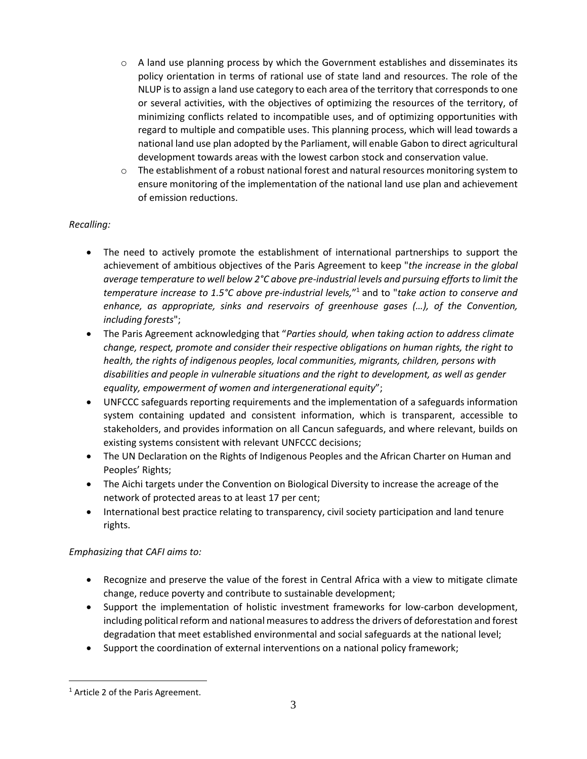- A land use planning process by which the Government establishes and disseminates its policy orientation in terms of rational use of state land and resources. The role of the NLUP is to assign a land use category to each area of the territory that corresponds to one or several activities, with the objectives of optimizing the resources of the territory, of minimizing conflicts related to incompatible uses, and of optimizing opportunities with regard to multiple and compatible uses. This planning process, which will lead towards a national land use plan adopted by the Parliament, will enable Gabon to direct agricultural development towards areas with the lowest carbon stock and conservation value.
- The establishment of a robust national forest and natural resources monitoring system to ensure monitoring of the implementation of the national land use plan and achievement of emission reductions.

*Recalling:*

- The need to actively promote the establishment of international partnerships to support the achievement of ambitious objectives of the Paris Agreement to keep "*the increase in the global average temperature to well below 2°C above pre-industrial levels and pursuing efforts to limit the temperature increase to 1.5°C above pre-industrial levels,*"[1] and to "*take action to conserve and enhance, as appropriate, sinks and reservoirs of greenhouse gases (…), of the Convention, including forests*";
- The Paris Agreement acknowledging that "*Parties should, when taking action to address climate change, respect, promote and consider their respective obligations on human rights, the right to health, the rights of indigenous peoples, local communities, migrants, children, persons with disabilities and people in vulnerable situations and the right to development, as well as gender equality, empowerment of women and intergenerational equity*";
- UNFCCC safeguards reporting requirements and the implementation of a safeguards information system containing updated and consistent information, which is transparent, accessible to stakeholders, and provides information on all Cancun safeguards, and where relevant, builds on existing systems consistent with relevant UNFCCC decisions;
- The UN Declaration on the Rights of Indigenous Peoples and the African Charter on Human and Peoples' Rights;
- The Aichi targets under the Convention on Biological Diversity to increase the acreage of the network of protected areas to at least 17 per cent;
- International best practice relating to transparency, civil society participation and land tenure rights.

*Emphasizing that CAFI aims to:*

- Recognize and preserve the value of the forest in Central Africa with a view to mitigate climate change, reduce poverty and contribute to sustainable development;
- Support the implementation of holistic investment frameworks for low-carbon development, including political reform and national measures to address the drivers of deforestation and forest degradation that meet established environmental and social safeguards at the national level;
- Support the coordination of external interventions on a national policy framework;

[1] Article 2 of the Paris Agreement.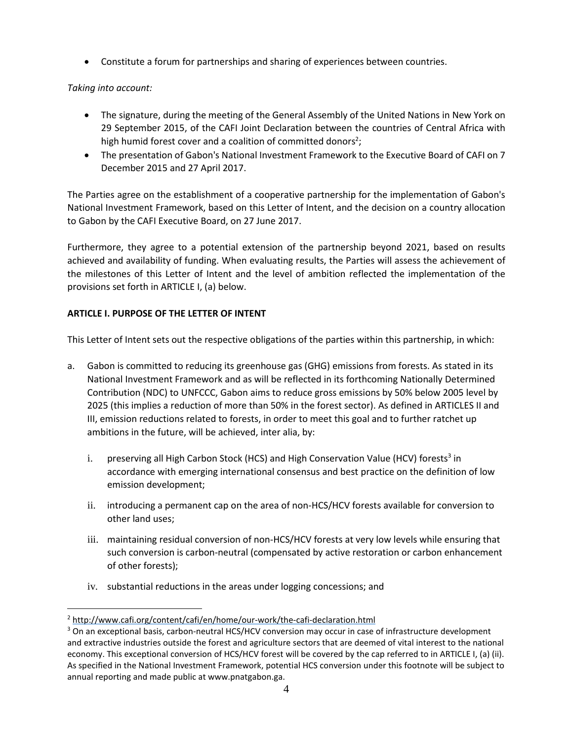- Constitute a forum for partnerships and sharing of experiences between countries.

*Taking into account:*

- The signature, during the meeting of the General Assembly of the United Nations in New York on 29 September 2015, of the CAFI Joint Declaration between the countries of Central Africa with high humid forest cover and a coalition of committed donors[2];
- The presentation of Gabon's National Investment Framework to the Executive Board of CAFI on 7 December 2015 and 27 April 2017.

The Parties agree on the establishment of a cooperative partnership for the implementation of Gabon's National Investment Framework, based on this Letter of Intent, and the decision on a country allocation to Gabon by the CAFI Executive Board, on 27 June 2017.

Furthermore, they agree to a potential extension of the partnership beyond 2021, based on results achieved and availability of funding. When evaluating results, the Parties will assess the achievement of the milestones of this Letter of Intent and the level of ambition reflected the implementation of the provisions set forth in ARTICLE I, (a) below.

**ARTICLE I. PURPOSE OF THE LETTER OF INTENT**

This Letter of Intent sets out the respective obligations of the parties within this partnership, in which:

a. Gabon is committed to reducing its greenhouse gas (GHG) emissions from forests. As stated in its National Investment Framework and as will be reflected in its forthcoming Nationally Determined Contribution (NDC) to UNFCCC, Gabon aims to reduce gross emissions by 50% below 2005 level by 2025 (this implies a reduction of more than 50% in the forest sector). As defined in ARTICLES II and III, emission reductions related to forests, in order to meet this goal and to further ratchet up ambitions in the future, will be achieved, inter alia, by:

   i. preserving all High Carbon Stock (HCS) and High Conservation Value (HCV) forests[3] in accordance with emerging international consensus and best practice on the definition of low emission development;

   ii. introducing a permanent cap on the area of non-HCS/HCV forests available for conversion to other land uses;

   iii. maintaining residual conversion of non-HCS/HCV forests at very low levels while ensuring that such conversion is carbon-neutral (compensated by active restoration or carbon enhancement of other forests);

   iv. substantial reductions in the areas under logging concessions; and

---

[2] http://www.cafi.org/content/cafi/en/home/our-work/the-cafi-declaration.html

[3] On an exceptional basis, carbon-neutral HCS/HCV conversion may occur in case of infrastructure development and extractive industries outside the forest and agriculture sectors that are deemed of vital interest to the national economy. This exceptional conversion of HCS/HCV forest will be covered by the cap referred to in ARTICLE I, (a) (ii). As specified in the National Investment Framework, potential HCS conversion under this footnote will be subject to annual reporting and made public at www.pnatgabon.ga.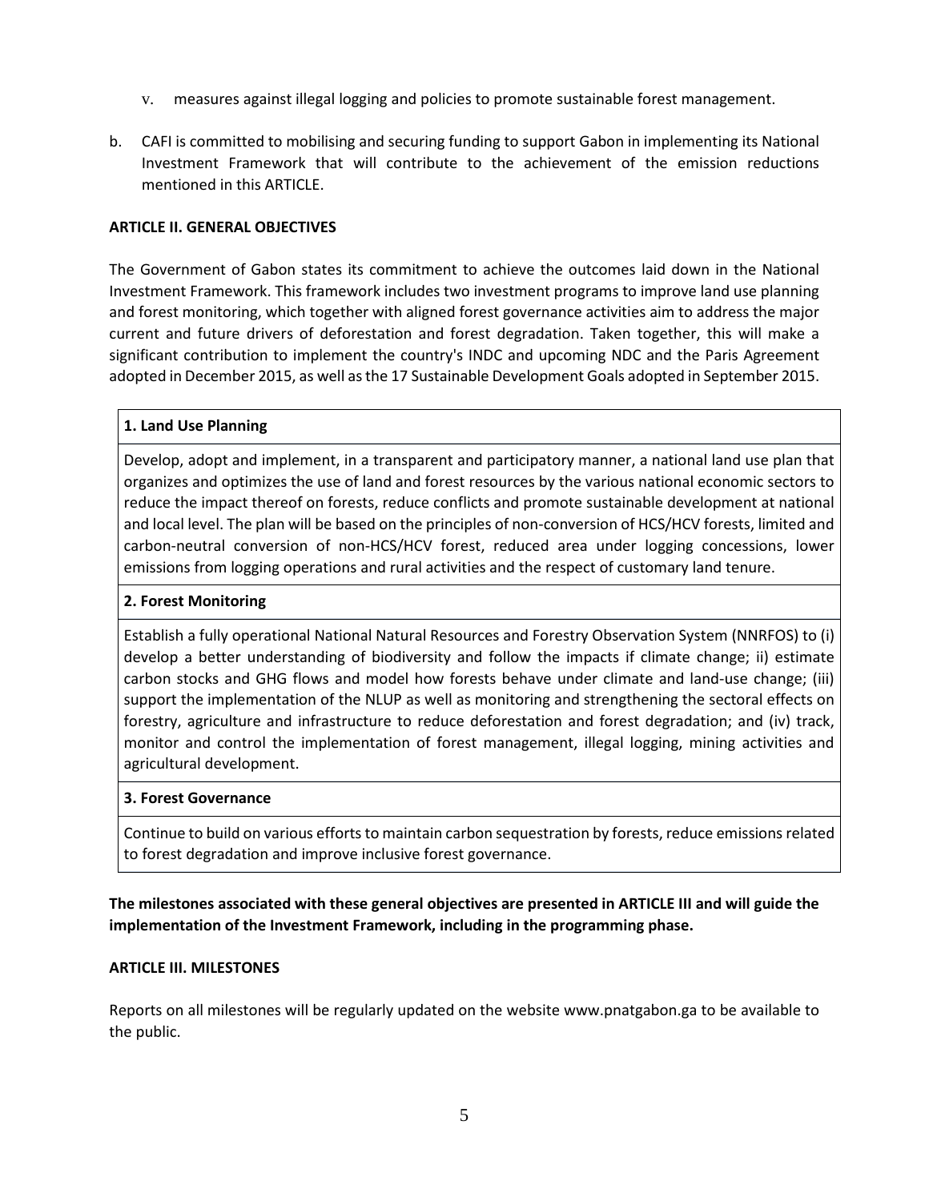v. measures against illegal logging and policies to promote sustainable forest management.

b. CAFI is committed to mobilising and securing funding to support Gabon in implementing its National Investment Framework that will contribute to the achievement of the emission reductions mentioned in this ARTICLE.

## ARTICLE II. GENERAL OBJECTIVES

The Government of Gabon states its commitment to achieve the outcomes laid down in the National Investment Framework. This framework includes two investment programs to improve land use planning and forest monitoring, which together with aligned forest governance activities aim to address the major current and future drivers of deforestation and forest degradation. Taken together, this will make a significant contribution to implement the country's INDC and upcoming NDC and the Paris Agreement adopted in December 2015, as well as the 17 Sustainable Development Goals adopted in September 2015.

| **1. Land Use Planning** |
|---|
| Develop, adopt and implement, in a transparent and participatory manner, a national land use plan that organizes and optimizes the use of land and forest resources by the various national economic sectors to reduce the impact thereof on forests, reduce conflicts and promote sustainable development at national and local level. The plan will be based on the principles of non-conversion of HCS/HCV forests, limited and carbon-neutral conversion of non-HCS/HCV forest, reduced area under logging concessions, lower emissions from logging operations and rural activities and the respect of customary land tenure. |
| **2. Forest Monitoring** |
| Establish a fully operational National Natural Resources and Forestry Observation System (NNRFOS) to (i) develop a better understanding of biodiversity and follow the impacts if climate change; ii) estimate carbon stocks and GHG flows and model how forests behave under climate and land-use change; (iii) support the implementation of the NLUP as well as monitoring and strengthening the sectoral effects on forestry, agriculture and infrastructure to reduce deforestation and forest degradation; and (iv) track, monitor and control the implementation of forest management, illegal logging, mining activities and agricultural development. |
| **3. Forest Governance** |
| Continue to build on various efforts to maintain carbon sequestration by forests, reduce emissions related to forest degradation and improve inclusive forest governance. |

**The milestones associated with these general objectives are presented in ARTICLE III and will guide the implementation of the Investment Framework, including in the programming phase.**

## ARTICLE III. MILESTONES

Reports on all milestones will be regularly updated on the website www.pnatgabon.ga to be available to the public.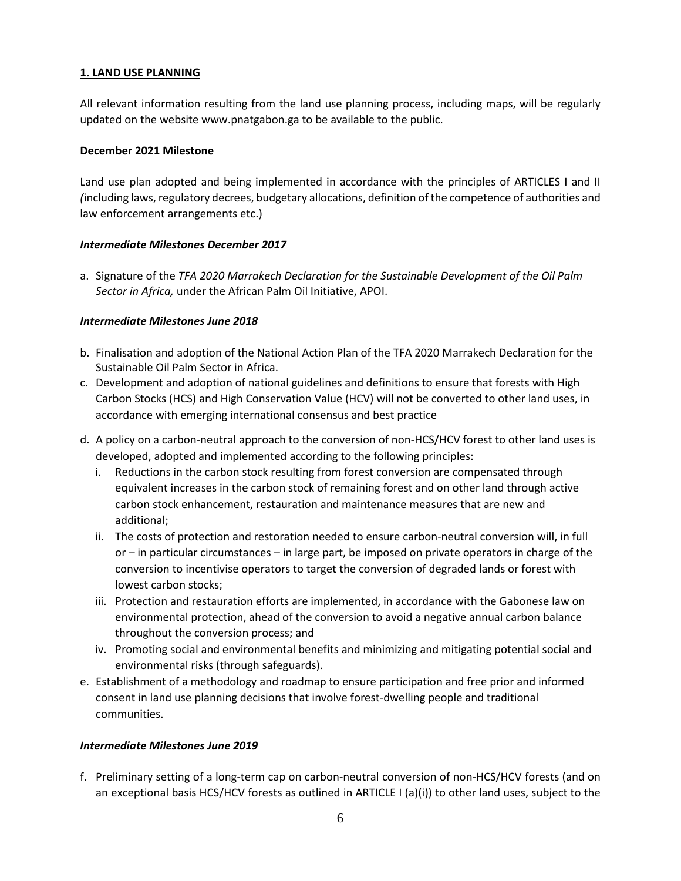## 1. LAND USE PLANNING

All relevant information resulting from the land use planning process, including maps, will be regularly updated on the website www.pnatgabon.ga to be available to the public.

**December 2021 Milestone**

Land use plan adopted and being implemented in accordance with the principles of ARTICLES I and II *(*including laws, regulatory decrees, budgetary allocations, definition of the competence of authorities and law enforcement arrangements etc.)

***Intermediate Milestones December 2017***

a. Signature of the *TFA 2020 Marrakech Declaration for the Sustainable Development of the Oil Palm Sector in Africa,* under the African Palm Oil Initiative, APOI.

***Intermediate Milestones June 2018***

b. Finalisation and adoption of the National Action Plan of the TFA 2020 Marrakech Declaration for the Sustainable Oil Palm Sector in Africa.
c. Development and adoption of national guidelines and definitions to ensure that forests with High Carbon Stocks (HCS) and High Conservation Value (HCV) will not be converted to other land uses, in accordance with emerging international consensus and best practice
d. A policy on a carbon-neutral approach to the conversion of non-HCS/HCV forest to other land uses is developed, adopted and implemented according to the following principles:
   i. Reductions in the carbon stock resulting from forest conversion are compensated through equivalent increases in the carbon stock of remaining forest and on other land through active carbon stock enhancement, restauration and maintenance measures that are new and additional;
   ii. The costs of protection and restoration needed to ensure carbon-neutral conversion will, in full or – in particular circumstances – in large part, be imposed on private operators in charge of the conversion to incentivise operators to target the conversion of degraded lands or forest with lowest carbon stocks;
   iii. Protection and restauration efforts are implemented, in accordance with the Gabonese law on environmental protection, ahead of the conversion to avoid a negative annual carbon balance throughout the conversion process; and
   iv. Promoting social and environmental benefits and minimizing and mitigating potential social and environmental risks (through safeguards).
e. Establishment of a methodology and roadmap to ensure participation and free prior and informed consent in land use planning decisions that involve forest-dwelling people and traditional communities.

***Intermediate Milestones June 2019***

f. Preliminary setting of a long-term cap on carbon-neutral conversion of non-HCS/HCV forests (and on an exceptional basis HCS/HCV forests as outlined in ARTICLE I (a)(i)) to other land uses, subject to the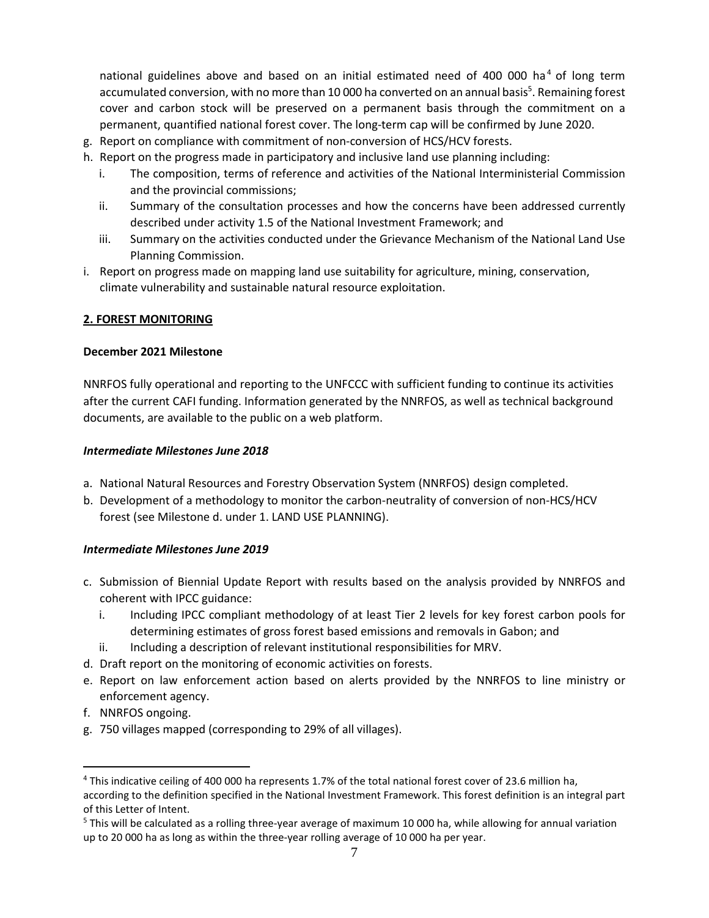national guidelines above and based on an initial estimated need of 400 000 ha[4] of long term accumulated conversion, with no more than 10 000 ha converted on an annual basis[5]. Remaining forest cover and carbon stock will be preserved on a permanent basis through the commitment on a permanent, quantified national forest cover. The long-term cap will be confirmed by June 2020.

g. Report on compliance with commitment of non-conversion of HCS/HCV forests.
h. Report on the progress made in participatory and inclusive land use planning including:
   i. The composition, terms of reference and activities of the National Interministerial Commission and the provincial commissions;
   ii. Summary of the consultation processes and how the concerns have been addressed currently described under activity 1.5 of the National Investment Framework; and
   iii. Summary on the activities conducted under the Grievance Mechanism of the National Land Use Planning Commission.
i. Report on progress made on mapping land use suitability for agriculture, mining, conservation, climate vulnerability and sustainable natural resource exploitation.

## 2. FOREST MONITORING

**December 2021 Milestone**

NNRFOS fully operational and reporting to the UNFCCC with sufficient funding to continue its activities after the current CAFI funding. Information generated by the NNRFOS, as well as technical background documents, are available to the public on a web platform.

***Intermediate Milestones June 2018***

a. National Natural Resources and Forestry Observation System (NNRFOS) design completed.
b. Development of a methodology to monitor the carbon-neutrality of conversion of non-HCS/HCV forest (see Milestone d. under 1. LAND USE PLANNING).

***Intermediate Milestones June 2019***

c. Submission of Biennial Update Report with results based on the analysis provided by NNRFOS and coherent with IPCC guidance:
   i. Including IPCC compliant methodology of at least Tier 2 levels for key forest carbon pools for determining estimates of gross forest based emissions and removals in Gabon; and
   ii. Including a description of relevant institutional responsibilities for MRV.
d. Draft report on the monitoring of economic activities on forests.
e. Report on law enforcement action based on alerts provided by the NNRFOS to line ministry or enforcement agency.
f. NNRFOS ongoing.
g. 750 villages mapped (corresponding to 29% of all villages).

---

[4] This indicative ceiling of 400 000 ha represents 1.7% of the total national forest cover of 23.6 million ha, according to the definition specified in the National Investment Framework. This forest definition is an integral part of this Letter of Intent.

[5] This will be calculated as a rolling three-year average of maximum 10 000 ha, while allowing for annual variation up to 20 000 ha as long as within the three-year rolling average of 10 000 ha per year.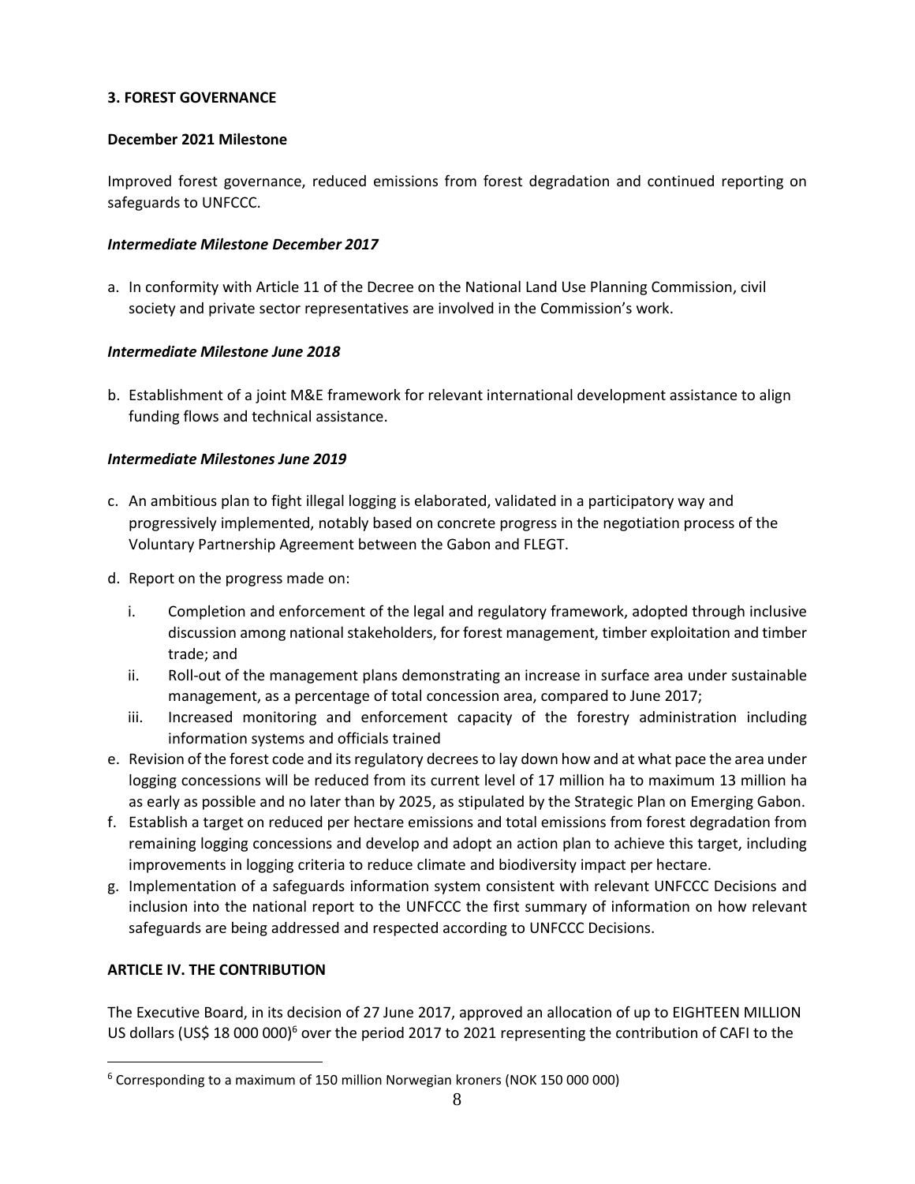### 3. FOREST GOVERNANCE

**December 2021 Milestone**

Improved forest governance, reduced emissions from forest degradation and continued reporting on safeguards to UNFCCC.

***Intermediate Milestone December 2017***

a. In conformity with Article 11 of the Decree on the National Land Use Planning Commission, civil society and private sector representatives are involved in the Commission's work.

***Intermediate Milestone June 2018***

b. Establishment of a joint M&E framework for relevant international development assistance to align funding flows and technical assistance.

***Intermediate Milestones June 2019***

c. An ambitious plan to fight illegal logging is elaborated, validated in a participatory way and progressively implemented, notably based on concrete progress in the negotiation process of the Voluntary Partnership Agreement between the Gabon and FLEGT.
d. Report on the progress made on:
   i. Completion and enforcement of the legal and regulatory framework, adopted through inclusive discussion among national stakeholders, for forest management, timber exploitation and timber trade; and
   ii. Roll-out of the management plans demonstrating an increase in surface area under sustainable management, as a percentage of total concession area, compared to June 2017;
   iii. Increased monitoring and enforcement capacity of the forestry administration including information systems and officials trained
e. Revision of the forest code and its regulatory decrees to lay down how and at what pace the area under logging concessions will be reduced from its current level of 17 million ha to maximum 13 million ha as early as possible and no later than by 2025, as stipulated by the Strategic Plan on Emerging Gabon.
f. Establish a target on reduced per hectare emissions and total emissions from forest degradation from remaining logging concessions and develop and adopt an action plan to achieve this target, including improvements in logging criteria to reduce climate and biodiversity impact per hectare.
g. Implementation of a safeguards information system consistent with relevant UNFCCC Decisions and inclusion into the national report to the UNFCCC the first summary of information on how relevant safeguards are being addressed and respected according to UNFCCC Decisions.

## ARTICLE IV. THE CONTRIBUTION

The Executive Board, in its decision of 27 June 2017, approved an allocation of up to EIGHTEEN MILLION US dollars (US$ 18 000 000)[6] over the period 2017 to 2021 representing the contribution of CAFI to the

[6] Corresponding to a maximum of 150 million Norwegian kroners (NOK 150 000 000)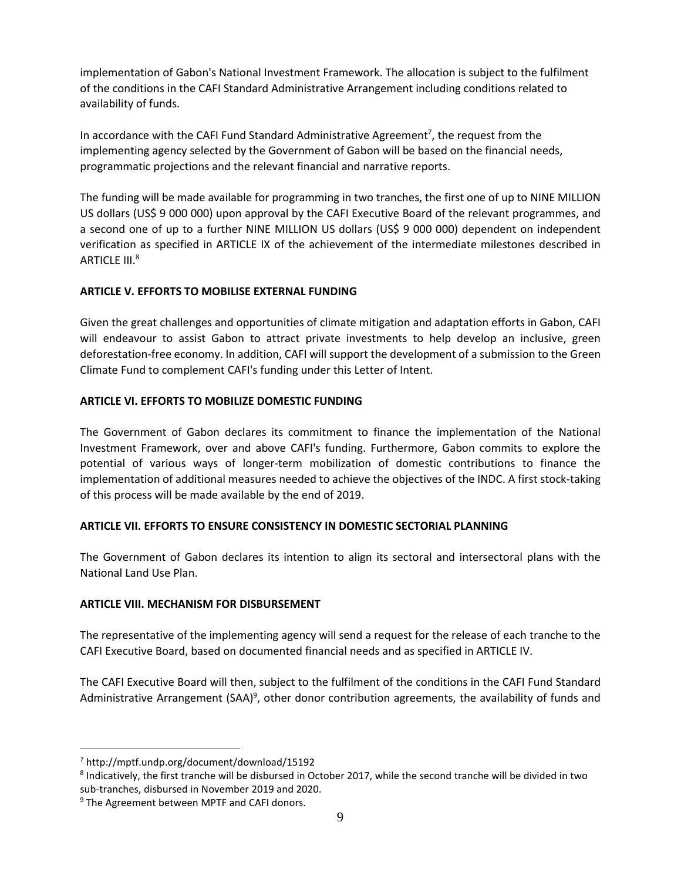implementation of Gabon's National Investment Framework. The allocation is subject to the fulfilment of the conditions in the CAFI Standard Administrative Arrangement including conditions related to availability of funds.

In accordance with the CAFI Fund Standard Administrative Agreement[7], the request from the implementing agency selected by the Government of Gabon will be based on the financial needs, programmatic projections and the relevant financial and narrative reports.

The funding will be made available for programming in two tranches, the first one of up to NINE MILLION US dollars (US$ 9 000 000) upon approval by the CAFI Executive Board of the relevant programmes, and a second one of up to a further NINE MILLION US dollars (US$ 9 000 000) dependent on independent verification as specified in ARTICLE IX of the achievement of the intermediate milestones described in ARTICLE III.[8]

**ARTICLE V. EFFORTS TO MOBILISE EXTERNAL FUNDING**

Given the great challenges and opportunities of climate mitigation and adaptation efforts in Gabon, CAFI will endeavour to assist Gabon to attract private investments to help develop an inclusive, green deforestation-free economy. In addition, CAFI will support the development of a submission to the Green Climate Fund to complement CAFI's funding under this Letter of Intent.

**ARTICLE VI. EFFORTS TO MOBILIZE DOMESTIC FUNDING**

The Government of Gabon declares its commitment to finance the implementation of the National Investment Framework, over and above CAFI's funding. Furthermore, Gabon commits to explore the potential of various ways of longer-term mobilization of domestic contributions to finance the implementation of additional measures needed to achieve the objectives of the INDC. A first stock-taking of this process will be made available by the end of 2019.

**ARTICLE VII. EFFORTS TO ENSURE CONSISTENCY IN DOMESTIC SECTORIAL PLANNING**

The Government of Gabon declares its intention to align its sectoral and intersectoral plans with the National Land Use Plan.

**ARTICLE VIII. MECHANISM FOR DISBURSEMENT**

The representative of the implementing agency will send a request for the release of each tranche to the CAFI Executive Board, based on documented financial needs and as specified in ARTICLE IV.

The CAFI Executive Board will then, subject to the fulfilment of the conditions in the CAFI Fund Standard Administrative Arrangement (SAA)[9], other donor contribution agreements, the availability of funds and

---

[7] http://mptf.undp.org/document/download/15192

[8] Indicatively, the first tranche will be disbursed in October 2017, while the second tranche will be divided in two sub-tranches, disbursed in November 2019 and 2020.

[9] The Agreement between MPTF and CAFI donors.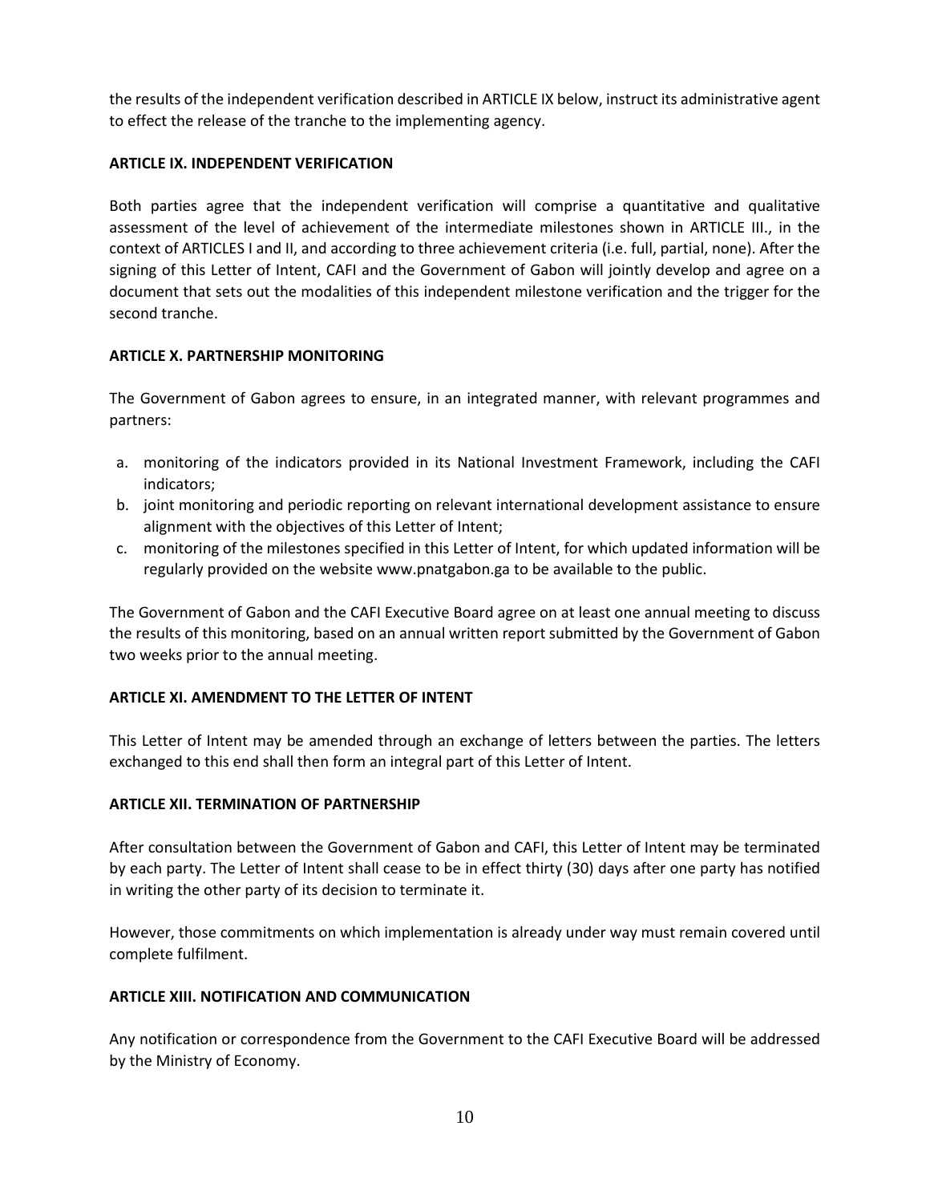the results of the independent verification described in ARTICLE IX below, instruct its administrative agent to effect the release of the tranche to the implementing agency.

**ARTICLE IX. INDEPENDENT VERIFICATION**

Both parties agree that the independent verification will comprise a quantitative and qualitative assessment of the level of achievement of the intermediate milestones shown in ARTICLE III., in the context of ARTICLES I and II, and according to three achievement criteria (i.e. full, partial, none). After the signing of this Letter of Intent, CAFI and the Government of Gabon will jointly develop and agree on a document that sets out the modalities of this independent milestone verification and the trigger for the second tranche.

**ARTICLE X. PARTNERSHIP MONITORING**

The Government of Gabon agrees to ensure, in an integrated manner, with relevant programmes and partners:

a. monitoring of the indicators provided in its National Investment Framework, including the CAFI indicators;
b. joint monitoring and periodic reporting on relevant international development assistance to ensure alignment with the objectives of this Letter of Intent;
c. monitoring of the milestones specified in this Letter of Intent, for which updated information will be regularly provided on the website www.pnatgabon.ga to be available to the public.

The Government of Gabon and the CAFI Executive Board agree on at least one annual meeting to discuss the results of this monitoring, based on an annual written report submitted by the Government of Gabon two weeks prior to the annual meeting.

**ARTICLE XI. AMENDMENT TO THE LETTER OF INTENT**

This Letter of Intent may be amended through an exchange of letters between the parties. The letters exchanged to this end shall then form an integral part of this Letter of Intent.

**ARTICLE XII. TERMINATION OF PARTNERSHIP**

After consultation between the Government of Gabon and CAFI, this Letter of Intent may be terminated by each party. The Letter of Intent shall cease to be in effect thirty (30) days after one party has notified in writing the other party of its decision to terminate it.

However, those commitments on which implementation is already under way must remain covered until complete fulfilment.

**ARTICLE XIII. NOTIFICATION AND COMMUNICATION**

Any notification or correspondence from the Government to the CAFI Executive Board will be addressed by the Ministry of Economy.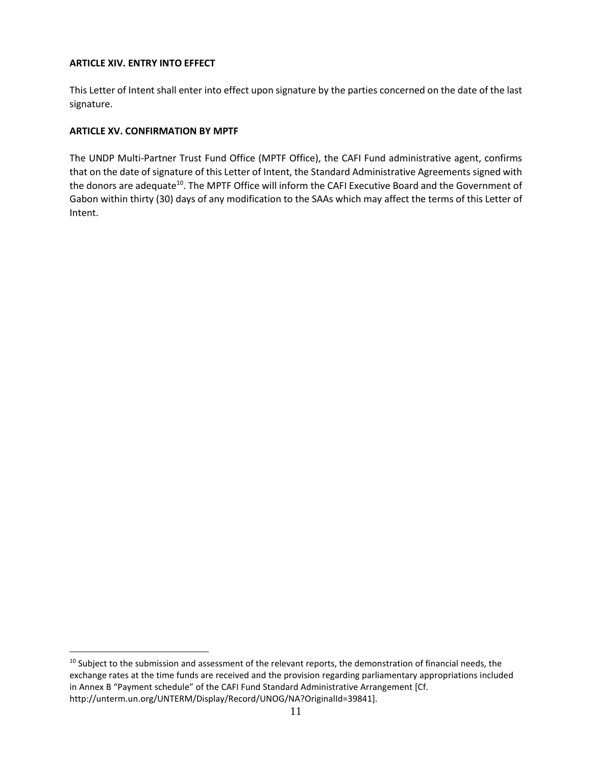**ARTICLE XIV. ENTRY INTO EFFECT**

This Letter of Intent shall enter into effect upon signature by the parties concerned on the date of the last signature.

**ARTICLE XV. CONFIRMATION BY MPTF**

The UNDP Multi-Partner Trust Fund Office (MPTF Office), the CAFI Fund administrative agent, confirms that on the date of signature of this Letter of Intent, the Standard Administrative Agreements signed with the donors are adequate[10]. The MPTF Office will inform the CAFI Executive Board and the Government of Gabon within thirty (30) days of any modification to the SAAs which may affect the terms of this Letter of Intent.

---

[10] Subject to the submission and assessment of the relevant reports, the demonstration of financial needs, the exchange rates at the time funds are received and the provision regarding parliamentary appropriations included in Annex B "Payment schedule" of the CAFI Fund Standard Administrative Arrangement [Cf. http://unterm.un.org/UNTERM/Display/Record/UNOG/NA?OriginalId=39841].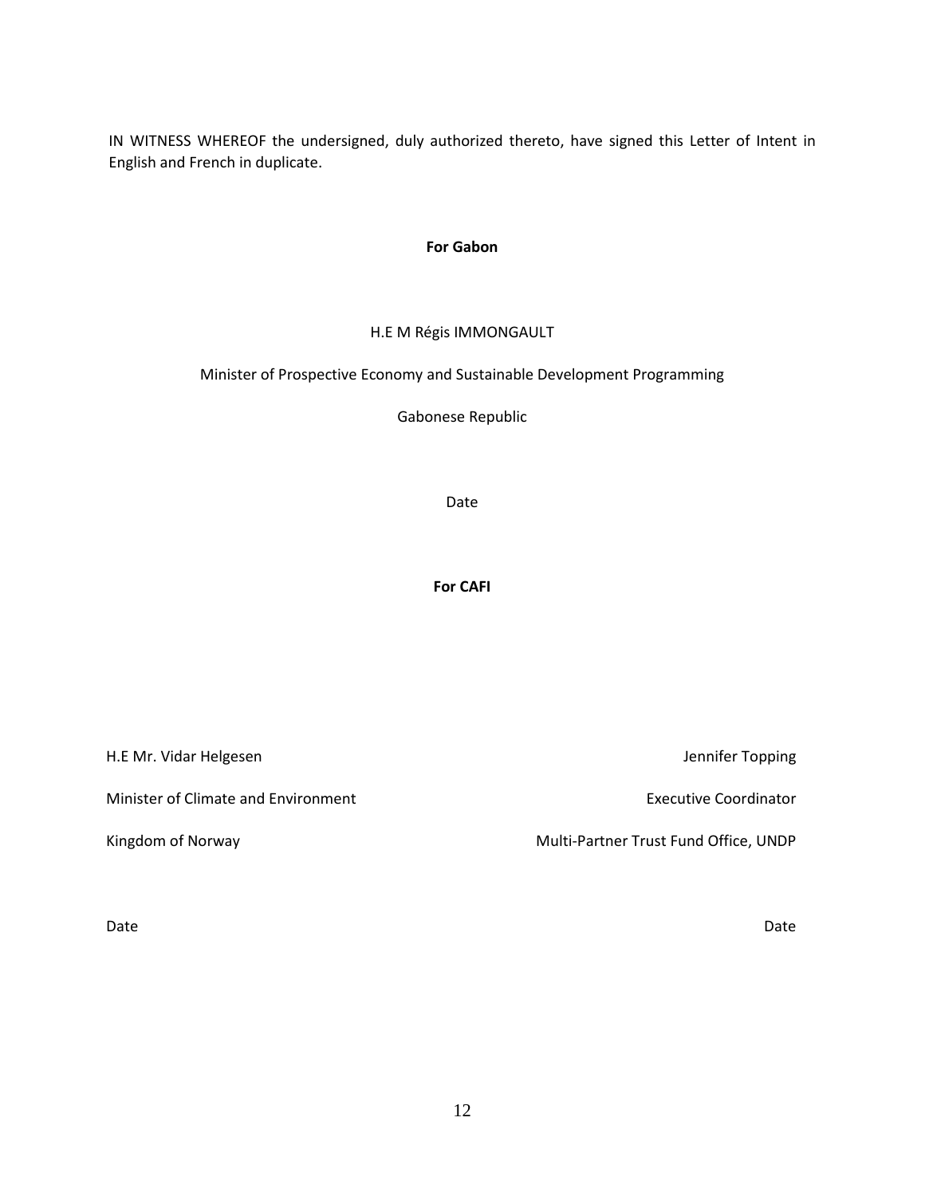IN WITNESS WHEREOF the undersigned, duly authorized thereto, have signed this Letter of Intent in English and French in duplicate.

**For Gabon**

H.E M Régis IMMONGAULT

Minister of Prospective Economy and Sustainable Development Programming

Gabonese Republic

Date

**For CAFI**

| | |
|---|---|
| H.E Mr. Vidar Helgesen | Jennifer Topping |
| Minister of Climate and Environment | Executive Coordinator |
| Kingdom of Norway | Multi-Partner Trust Fund Office, UNDP |
| Date | Date |